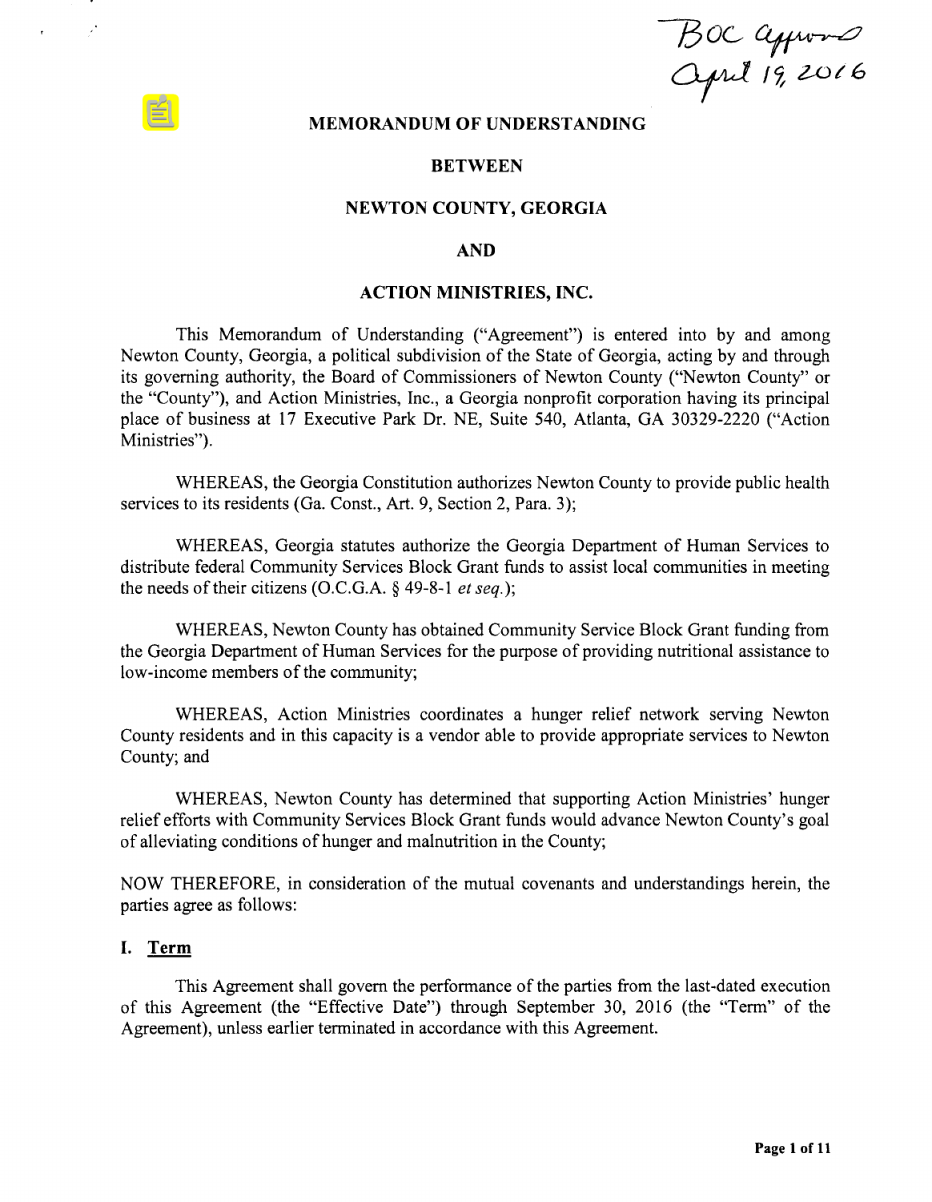BOC approved April 19, 2016

# MEMORANDUM OF UNDERSTANDING

## BETWEEN

## NEWTON COUNTY, GEORGIA

## AND

## ACTION MINISTRIES, INC.

This Memorandum of Understanding ("Agreement") is entered into by and among Newton County, Georgia, a political subdivision of the State of Georgia, acting by and through its governing authority, the Board of Commissioners of Newton County ("Newton County" or the "County"), and Action Ministries, Inc., a Georgia nonprofit corporation having its principal place of business at 17 Executive Park Dr. NE, Suite 540, Atlanta, GA 30329-2220 ("Action Ministries").

WHEREAS, the Georgia Constitution authorizes Newton County to provide public health services to its residents (Ga. Const., Art. 9, Section 2, Para. 3);

WHEREAS, Georgia statutes authorize the Georgia Department of Human Services to distribute federal Community Services Block Grant funds to assist local communities in meeting the needs of their citizens (O.C.G.A. § 49-8-1 *et seq.*);

WHEREAS, Newton County has obtained Community Service Block Grant funding from the Georgia Department of Human Services for the purpose of providing nutritional assistance to low-income members of the community;

WHEREAS, Action Ministries coordinates a hunger relief network serving Newton County residents and in this capacity is a vendor able to provide appropriate services to Newton County; and

WHEREAS, Newton County has determined that supporting Action Ministries' hunger relief efforts with Community Services Block Grant funds would advance Newton County's goal of alleviating conditions of hunger and malnutrition in the County;

NOW THEREFORE, in consideration of the mutual covenants and understandings herein, the parties agree as follows:

## I. Term

This Agreement shall govern the performance of the parties from the last-dated execution of this Agreement (the "Effective Date") through September 30, 2016 (the "Term" of the Agreement), unless earlier terminated in accordance with this Agreement.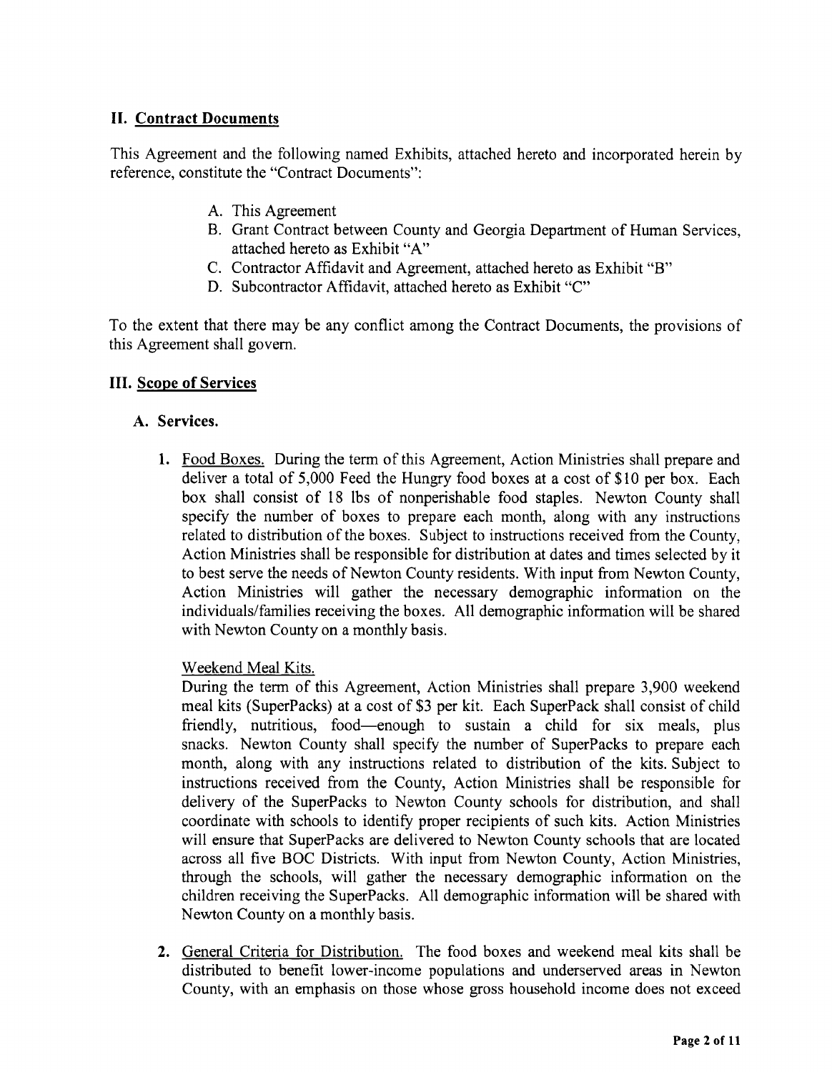## II. Contract Documents

This Agreement and the following named Exhibits, attached hereto and incorporated herein by reference, constitute the "Contract Documents":

A. This Agreement
B. Grant Contract between County and Georgia Department of Human Services, attached hereto as Exhibit "A"
C. Contractor Affidavit and Agreement, attached hereto as Exhibit "B"
D. Subcontractor Affidavit, attached hereto as Exhibit "C"

To the extent that there may be any conflict among the Contract Documents, the provisions of this Agreement shall govern.

## III. Scope of Services

### A. Services.

1. Food Boxes. During the term of this Agreement, Action Ministries shall prepare and deliver a total of 5,000 Feed the Hungry food boxes at a cost of $10 per box. Each box shall consist of 18 lbs of nonperishable food staples. Newton County shall specify the number of boxes to prepare each month, along with any instructions related to distribution of the boxes. Subject to instructions received from the County, Action Ministries shall be responsible for distribution at dates and times selected by it to best serve the needs of Newton County residents. With input from Newton County, Action Ministries will gather the necessary demographic information on the individuals/families receiving the boxes. All demographic information will be shared with Newton County on a monthly basis.

   Weekend Meal Kits.
   During the term of this Agreement, Action Ministries shall prepare 3,900 weekend meal kits (SuperPacks) at a cost of $3 per kit. Each SuperPack shall consist of child friendly, nutritious, food—enough to sustain a child for six meals, plus snacks. Newton County shall specify the number of SuperPacks to prepare each month, along with any instructions related to distribution of the kits. Subject to instructions received from the County, Action Ministries shall be responsible for delivery of the SuperPacks to Newton County schools for distribution, and shall coordinate with schools to identify proper recipients of such kits. Action Ministries will ensure that SuperPacks are delivered to Newton County schools that are located across all five BOC Districts. With input from Newton County, Action Ministries, through the schools, will gather the necessary demographic information on the children receiving the SuperPacks. All demographic information will be shared with Newton County on a monthly basis.

2. General Criteria for Distribution. The food boxes and weekend meal kits shall be distributed to benefit lower-income populations and underserved areas in Newton County, with an emphasis on those whose gross household income does not exceed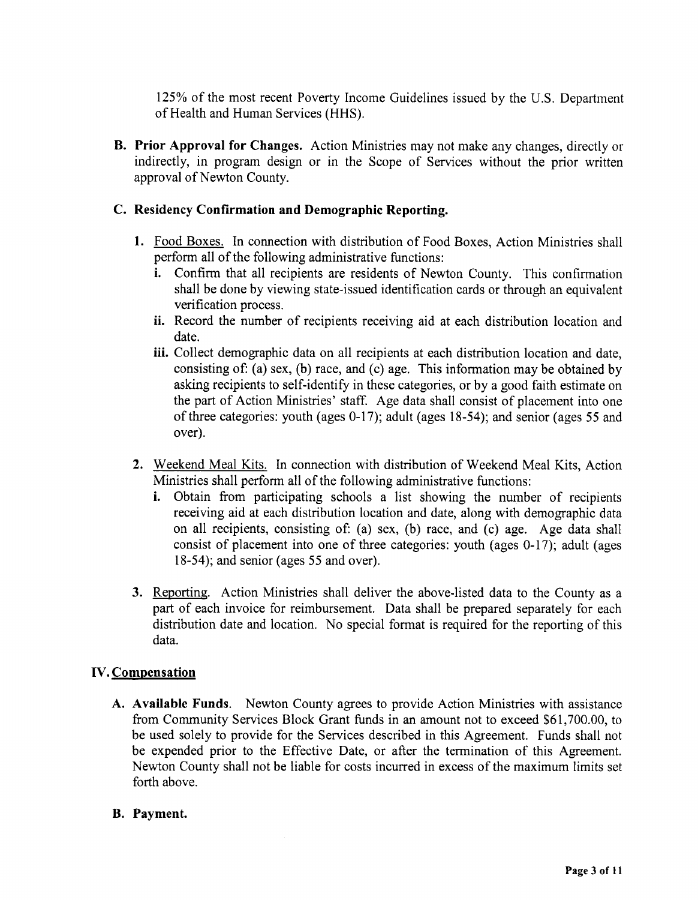125% of the most recent Poverty Income Guidelines issued by the U.S. Department of Health and Human Services (HHS).

**B. Prior Approval for Changes.** Action Ministries may not make any changes, directly or indirectly, in program design or in the Scope of Services without the prior written approval of Newton County.

**C. Residency Confirmation and Demographic Reporting.**

1. Food Boxes. In connection with distribution of Food Boxes, Action Ministries shall perform all of the following administrative functions:
   - **i.** Confirm that all recipients are residents of Newton County. This confirmation shall be done by viewing state-issued identification cards or through an equivalent verification process.
   - **ii.** Record the number of recipients receiving aid at each distribution location and date.
   - **iii.** Collect demographic data on all recipients at each distribution location and date, consisting of: (a) sex, (b) race, and (c) age. This information may be obtained by asking recipients to self-identify in these categories, or by a good faith estimate on the part of Action Ministries' staff. Age data shall consist of placement into one of three categories: youth (ages 0-17); adult (ages 18-54); and senior (ages 55 and over).

2. Weekend Meal Kits. In connection with distribution of Weekend Meal Kits, Action Ministries shall perform all of the following administrative functions:
   - **i.** Obtain from participating schools a list showing the number of recipients receiving aid at each distribution location and date, along with demographic data on all recipients, consisting of: (a) sex, (b) race, and (c) age. Age data shall consist of placement into one of three categories: youth (ages 0-17); adult (ages 18-54); and senior (ages 55 and over).

3. Reporting. Action Ministries shall deliver the above-listed data to the County as a part of each invoice for reimbursement. Data shall be prepared separately for each distribution date and location. No special format is required for the reporting of this data.

## IV. Compensation

**A. Available Funds.** Newton County agrees to provide Action Ministries with assistance from Community Services Block Grant funds in an amount not to exceed $61,700.00, to be used solely to provide for the Services described in this Agreement. Funds shall not be expended prior to the Effective Date, or after the termination of this Agreement. Newton County shall not be liable for costs incurred in excess of the maximum limits set forth above.

**B. Payment.**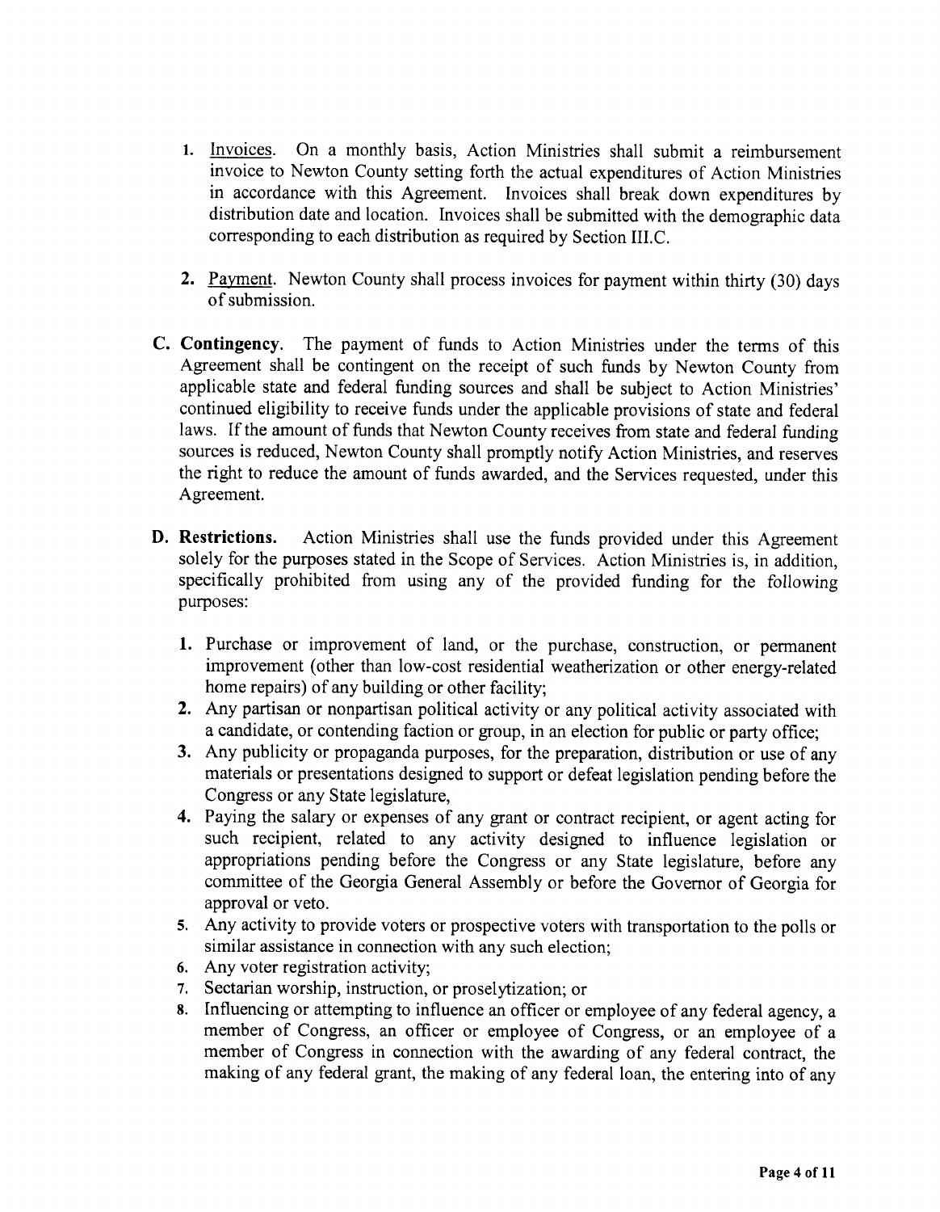1. <u>Invoices</u>. On a monthly basis, Action Ministries shall submit a reimbursement invoice to Newton County setting forth the actual expenditures of Action Ministries in accordance with this Agreement. Invoices shall break down expenditures by distribution date and location. Invoices shall be submitted with the demographic data corresponding to each distribution as required by Section III.C.

2. <u>Payment</u>. Newton County shall process invoices for payment within thirty (30) days of submission.

**C. Contingency**. The payment of funds to Action Ministries under the terms of this Agreement shall be contingent on the receipt of such funds by Newton County from applicable state and federal funding sources and shall be subject to Action Ministries' continued eligibility to receive funds under the applicable provisions of state and federal laws. If the amount of funds that Newton County receives from state and federal funding sources is reduced, Newton County shall promptly notify Action Ministries, and reserves the right to reduce the amount of funds awarded, and the Services requested, under this Agreement.

**D. Restrictions.** Action Ministries shall use the funds provided under this Agreement solely for the purposes stated in the Scope of Services. Action Ministries is, in addition, specifically prohibited from using any of the provided funding for the following purposes:

1. Purchase or improvement of land, or the purchase, construction, or permanent improvement (other than low-cost residential weatherization or other energy-related home repairs) of any building or other facility;
2. Any partisan or nonpartisan political activity or any political activity associated with a candidate, or contending faction or group, in an election for public or party office;
3. Any publicity or propaganda purposes, for the preparation, distribution or use of any materials or presentations designed to support or defeat legislation pending before the Congress or any State legislature,
4. Paying the salary or expenses of any grant or contract recipient, or agent acting for such recipient, related to any activity designed to influence legislation or appropriations pending before the Congress or any State legislature, before any committee of the Georgia General Assembly or before the Governor of Georgia for approval or veto.
5. Any activity to provide voters or prospective voters with transportation to the polls or similar assistance in connection with any such election;
6. Any voter registration activity;
7. Sectarian worship, instruction, or proselytization; or
8. Influencing or attempting to influence an officer or employee of any federal agency, a member of Congress, an officer or employee of Congress, or an employee of a member of Congress in connection with the awarding of any federal contract, the making of any federal grant, the making of any federal loan, the entering into of any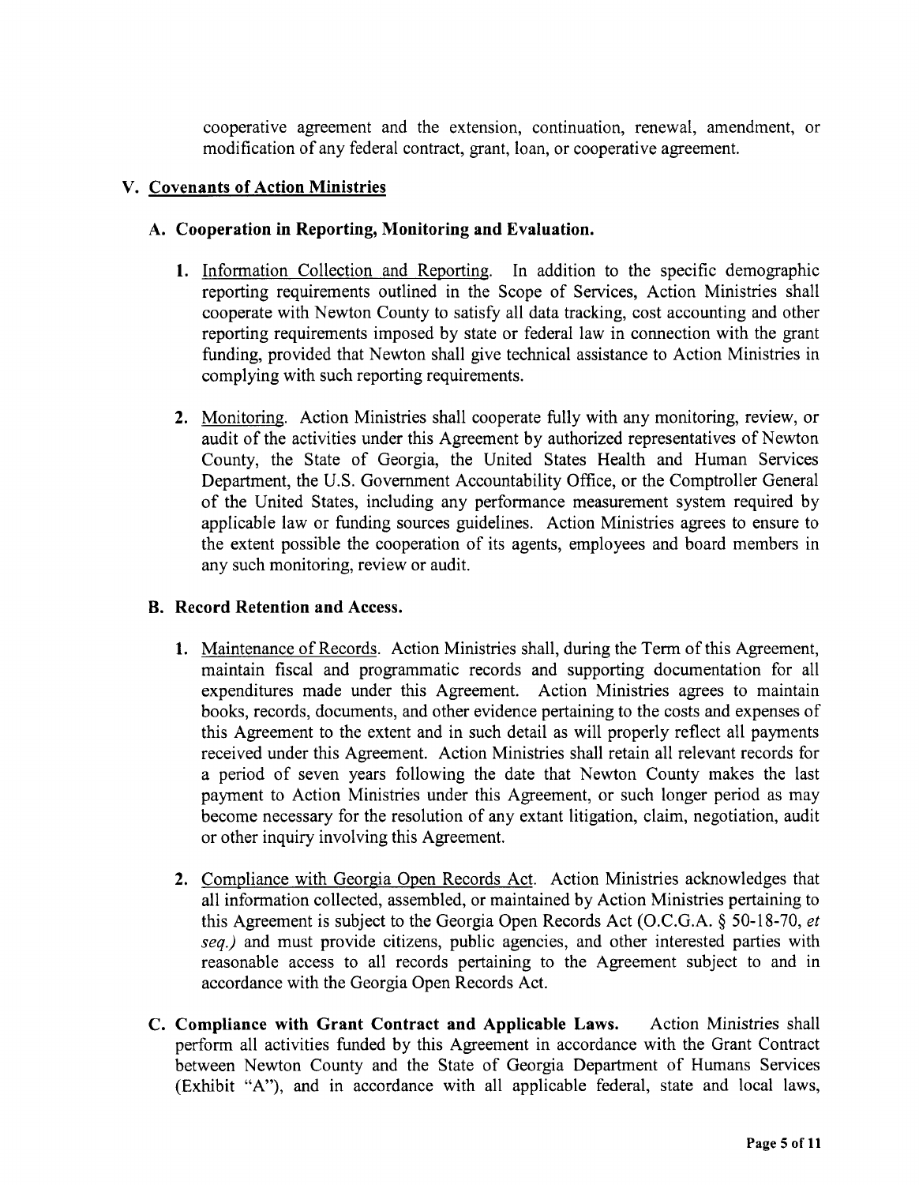cooperative agreement and the extension, continuation, renewal, amendment, or modification of any federal contract, grant, loan, or cooperative agreement.

## V. Covenants of Action Ministries

### A. Cooperation in Reporting, Monitoring and Evaluation.

1. Information Collection and Reporting. In addition to the specific demographic reporting requirements outlined in the Scope of Services, Action Ministries shall cooperate with Newton County to satisfy all data tracking, cost accounting and other reporting requirements imposed by state or federal law in connection with the grant funding, provided that Newton shall give technical assistance to Action Ministries in complying with such reporting requirements.

2. Monitoring. Action Ministries shall cooperate fully with any monitoring, review, or audit of the activities under this Agreement by authorized representatives of Newton County, the State of Georgia, the United States Health and Human Services Department, the U.S. Government Accountability Office, or the Comptroller General of the United States, including any performance measurement system required by applicable law or funding sources guidelines. Action Ministries agrees to ensure to the extent possible the cooperation of its agents, employees and board members in any such monitoring, review or audit.

### B. Record Retention and Access.

1. Maintenance of Records. Action Ministries shall, during the Term of this Agreement, maintain fiscal and programmatic records and supporting documentation for all expenditures made under this Agreement. Action Ministries agrees to maintain books, records, documents, and other evidence pertaining to the costs and expenses of this Agreement to the extent and in such detail as will properly reflect all payments received under this Agreement. Action Ministries shall retain all relevant records for a period of seven years following the date that Newton County makes the last payment to Action Ministries under this Agreement, or such longer period as may become necessary for the resolution of any extant litigation, claim, negotiation, audit or other inquiry involving this Agreement.

2. Compliance with Georgia Open Records Act. Action Ministries acknowledges that all information collected, assembled, or maintained by Action Ministries pertaining to this Agreement is subject to the Georgia Open Records Act (O.C.G.A. § 50-18-70, *et seq.)* and must provide citizens, public agencies, and other interested parties with reasonable access to all records pertaining to the Agreement subject to and in accordance with the Georgia Open Records Act.

**C. Compliance with Grant Contract and Applicable Laws.** Action Ministries shall perform all activities funded by this Agreement in accordance with the Grant Contract between Newton County and the State of Georgia Department of Humans Services (Exhibit "A"), and in accordance with all applicable federal, state and local laws,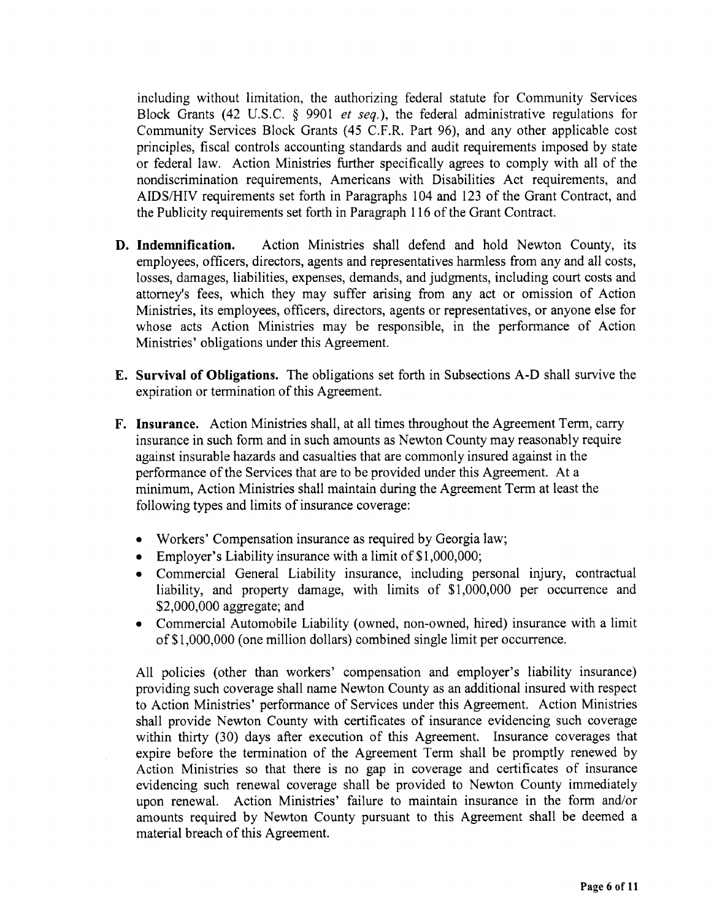including without limitation, the authorizing federal statute for Community Services Block Grants (42 U.S.C. § 9901 *et seq.*), the federal administrative regulations for Community Services Block Grants (45 C.F.R. Part 96), and any other applicable cost principles, fiscal controls accounting standards and audit requirements imposed by state or federal law. Action Ministries further specifically agrees to comply with all of the nondiscrimination requirements, Americans with Disabilities Act requirements, and AIDS/HIV requirements set forth in Paragraphs 104 and 123 of the Grant Contract, and the Publicity requirements set forth in Paragraph 116 of the Grant Contract.

**D. Indemnification.** Action Ministries shall defend and hold Newton County, its employees, officers, directors, agents and representatives harmless from any and all costs, losses, damages, liabilities, expenses, demands, and judgments, including court costs and attorney's fees, which they may suffer arising from any act or omission of Action Ministries, its employees, officers, directors, agents or representatives, or anyone else for whose acts Action Ministries may be responsible, in the performance of Action Ministries' obligations under this Agreement.

**E. Survival of Obligations.** The obligations set forth in Subsections A-D shall survive the expiration or termination of this Agreement.

**F. Insurance.** Action Ministries shall, at all times throughout the Agreement Term, carry insurance in such form and in such amounts as Newton County may reasonably require against insurable hazards and casualties that are commonly insured against in the performance of the Services that are to be provided under this Agreement. At a minimum, Action Ministries shall maintain during the Agreement Term at least the following types and limits of insurance coverage:

- Workers' Compensation insurance as required by Georgia law;
- Employer's Liability insurance with a limit of $1,000,000;
- Commercial General Liability insurance, including personal injury, contractual liability, and property damage, with limits of $1,000,000 per occurrence and $2,000,000 aggregate; and
- Commercial Automobile Liability (owned, non-owned, hired) insurance with a limit of $1,000,000 (one million dollars) combined single limit per occurrence.

All policies (other than workers' compensation and employer's liability insurance) providing such coverage shall name Newton County as an additional insured with respect to Action Ministries' performance of Services under this Agreement. Action Ministries shall provide Newton County with certificates of insurance evidencing such coverage within thirty (30) days after execution of this Agreement. Insurance coverages that expire before the termination of the Agreement Term shall be promptly renewed by Action Ministries so that there is no gap in coverage and certificates of insurance evidencing such renewal coverage shall be provided to Newton County immediately upon renewal. Action Ministries' failure to maintain insurance in the form and/or amounts required by Newton County pursuant to this Agreement shall be deemed a material breach of this Agreement.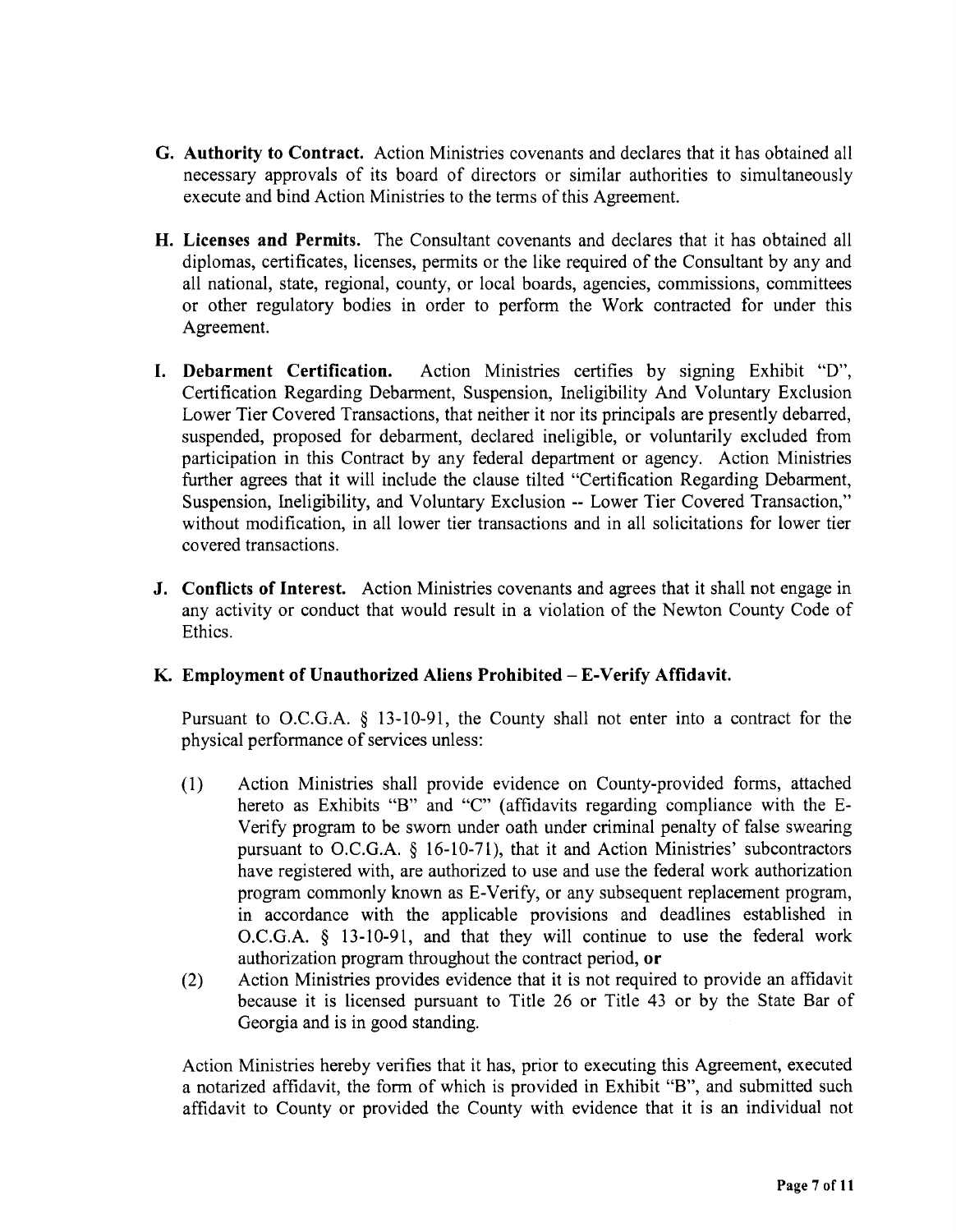**G. Authority to Contract.** Action Ministries covenants and declares that it has obtained all necessary approvals of its board of directors or similar authorities to simultaneously execute and bind Action Ministries to the terms of this Agreement.

**H. Licenses and Permits.** The Consultant covenants and declares that it has obtained all diplomas, certificates, licenses, permits or the like required of the Consultant by any and all national, state, regional, county, or local boards, agencies, commissions, committees or other regulatory bodies in order to perform the Work contracted for under this Agreement.

**I. Debarment Certification.** Action Ministries certifies by signing Exhibit "D", Certification Regarding Debarment, Suspension, Ineligibility And Voluntary Exclusion Lower Tier Covered Transactions, that neither it nor its principals are presently debarred, suspended, proposed for debarment, declared ineligible, or voluntarily excluded from participation in this Contract by any federal department or agency. Action Ministries further agrees that it will include the clause tilted "Certification Regarding Debarment, Suspension, Ineligibility, and Voluntary Exclusion -- Lower Tier Covered Transaction," without modification, in all lower tier transactions and in all solicitations for lower tier covered transactions.

**J. Conflicts of Interest.** Action Ministries covenants and agrees that it shall not engage in any activity or conduct that would result in a violation of the Newton County Code of Ethics.

**K. Employment of Unauthorized Aliens Prohibited – E-Verify Affidavit.**

Pursuant to O.C.G.A. § 13-10-91, the County shall not enter into a contract for the physical performance of services unless:

(1) Action Ministries shall provide evidence on County-provided forms, attached hereto as Exhibits "B" and "C" (affidavits regarding compliance with the E-Verify program to be sworn under oath under criminal penalty of false swearing pursuant to O.C.G.A. § 16-10-71), that it and Action Ministries' subcontractors have registered with, are authorized to use and use the federal work authorization program commonly known as E-Verify, or any subsequent replacement program, in accordance with the applicable provisions and deadlines established in O.C.G.A. § 13-10-91, and that they will continue to use the federal work authorization program throughout the contract period, **or**

(2) Action Ministries provides evidence that it is not required to provide an affidavit because it is licensed pursuant to Title 26 or Title 43 or by the State Bar of Georgia and is in good standing.

Action Ministries hereby verifies that it has, prior to executing this Agreement, executed a notarized affidavit, the form of which is provided in Exhibit "B", and submitted such affidavit to County or provided the County with evidence that it is an individual not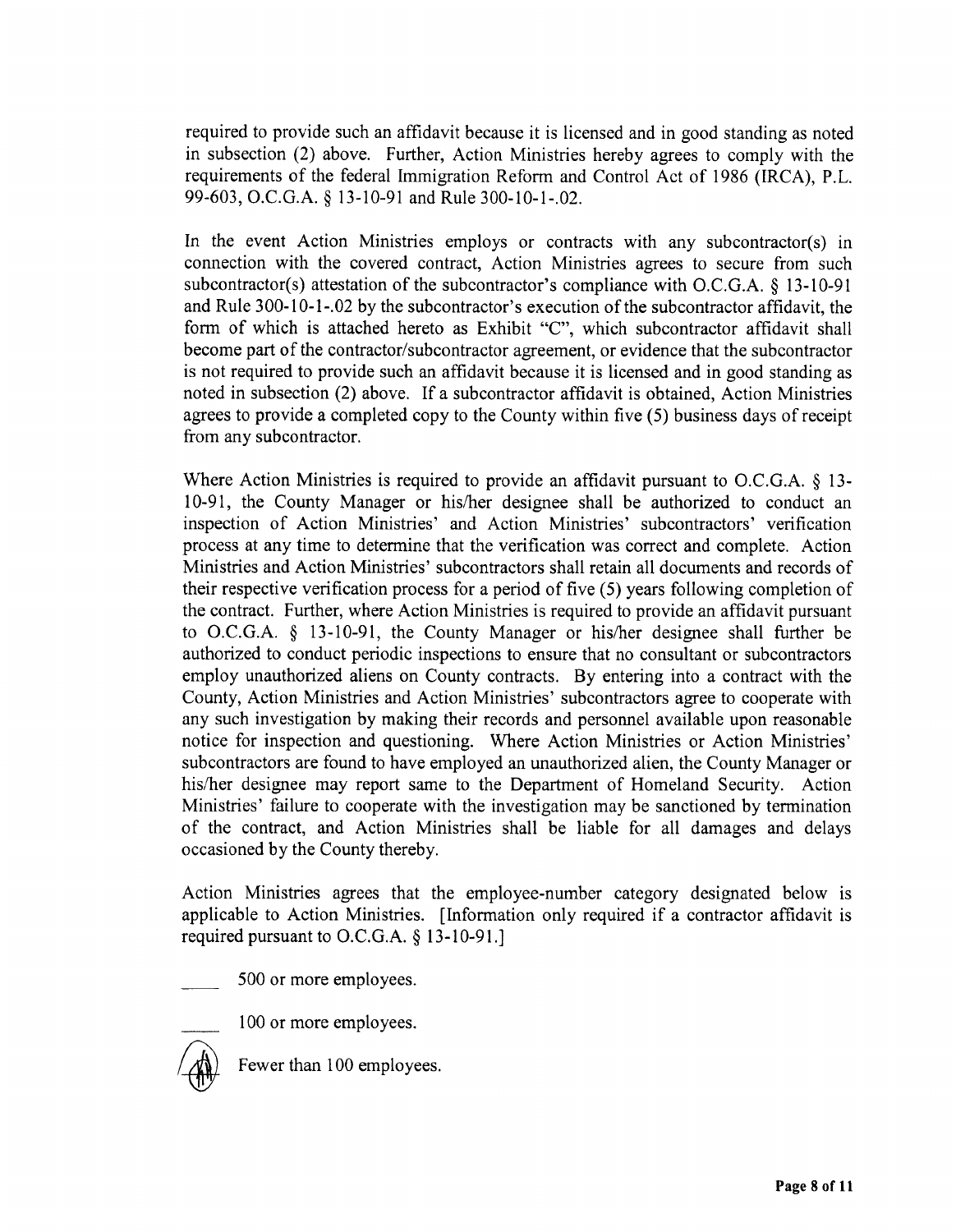required to provide such an affidavit because it is licensed and in good standing as noted in subsection (2) above. Further, Action Ministries hereby agrees to comply with the requirements of the federal Immigration Reform and Control Act of 1986 (IRCA), P.L. 99-603, O.C.G.A. § 13-10-91 and Rule 300-10-1-.02.

In the event Action Ministries employs or contracts with any subcontractor(s) in connection with the covered contract, Action Ministries agrees to secure from such subcontractor(s) attestation of the subcontractor's compliance with O.C.G.A. § 13-10-91 and Rule 300-10-1-.02 by the subcontractor's execution of the subcontractor affidavit, the form of which is attached hereto as Exhibit "C", which subcontractor affidavit shall become part of the contractor/subcontractor agreement, or evidence that the subcontractor is not required to provide such an affidavit because it is licensed and in good standing as noted in subsection (2) above. If a subcontractor affidavit is obtained, Action Ministries agrees to provide a completed copy to the County within five (5) business days of receipt from any subcontractor.

Where Action Ministries is required to provide an affidavit pursuant to O.C.G.A. § 13-10-91, the County Manager or his/her designee shall be authorized to conduct an inspection of Action Ministries' and Action Ministries' subcontractors' verification process at any time to determine that the verification was correct and complete. Action Ministries and Action Ministries' subcontractors shall retain all documents and records of their respective verification process for a period of five (5) years following completion of the contract. Further, where Action Ministries is required to provide an affidavit pursuant to O.C.G.A. § 13-10-91, the County Manager or his/her designee shall further be authorized to conduct periodic inspections to ensure that no consultant or subcontractors employ unauthorized aliens on County contracts. By entering into a contract with the County, Action Ministries and Action Ministries' subcontractors agree to cooperate with any such investigation by making their records and personnel available upon reasonable notice for inspection and questioning. Where Action Ministries or Action Ministries' subcontractors are found to have employed an unauthorized alien, the County Manager or his/her designee may report same to the Department of Homeland Security. Action Ministries' failure to cooperate with the investigation may be sanctioned by termination of the contract, and Action Ministries shall be liable for all damages and delays occasioned by the County thereby.

Action Ministries agrees that the employee-number category designated below is applicable to Action Ministries. [Information only required if a contractor affidavit is required pursuant to O.C.G.A. § 13-10-91.]

_____ 500 or more employees.

_____ 100 or more employees.

[initialed] Fewer than 100 employees.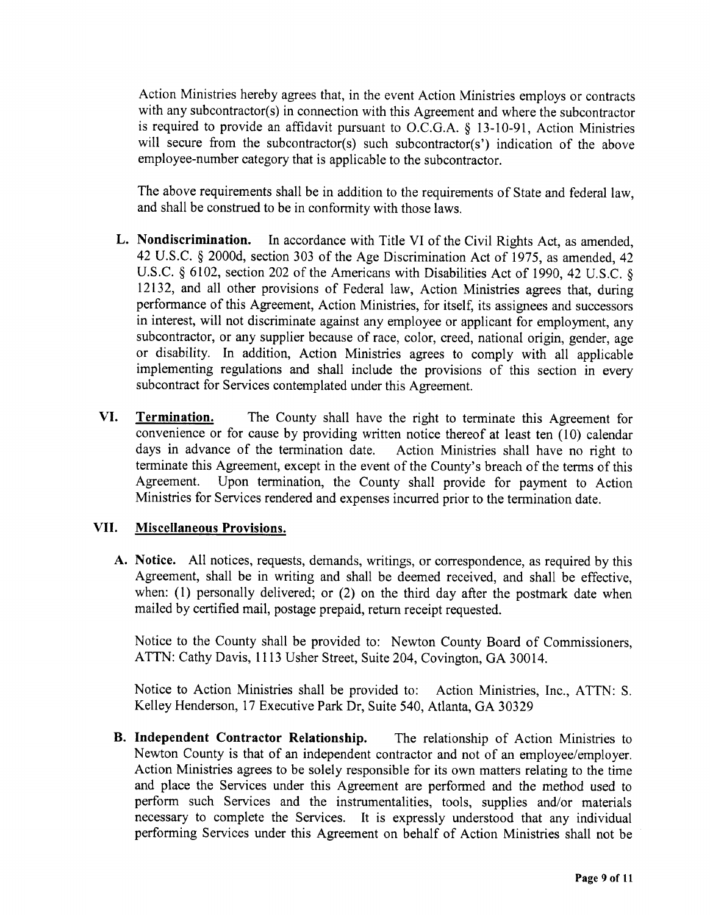Action Ministries hereby agrees that, in the event Action Ministries employs or contracts with any subcontractor(s) in connection with this Agreement and where the subcontractor is required to provide an affidavit pursuant to O.C.G.A. § 13-10-91, Action Ministries will secure from the subcontractor(s) such subcontractor(s') indication of the above employee-number category that is applicable to the subcontractor.

The above requirements shall be in addition to the requirements of State and federal law, and shall be construed to be in conformity with those laws.

**L. Nondiscrimination.** In accordance with Title VI of the Civil Rights Act, as amended, 42 U.S.C. § 2000d, section 303 of the Age Discrimination Act of 1975, as amended, 42 U.S.C. § 6102, section 202 of the Americans with Disabilities Act of 1990, 42 U.S.C. § 12132, and all other provisions of Federal law, Action Ministries agrees that, during performance of this Agreement, Action Ministries, for itself, its assignees and successors in interest, will not discriminate against any employee or applicant for employment, any subcontractor, or any supplier because of race, color, creed, national origin, gender, age or disability. In addition, Action Ministries agrees to comply with all applicable implementing regulations and shall include the provisions of this section in every subcontract for Services contemplated under this Agreement.

**VI. Termination.** The County shall have the right to terminate this Agreement for convenience or for cause by providing written notice thereof at least ten (10) calendar days in advance of the termination date. Action Ministries shall have no right to terminate this Agreement, except in the event of the County's breach of the terms of this Agreement. Upon termination, the County shall provide for payment to Action Ministries for Services rendered and expenses incurred prior to the termination date.

**VII. Miscellaneous Provisions.**

**A. Notice.** All notices, requests, demands, writings, or correspondence, as required by this Agreement, shall be in writing and shall be deemed received, and shall be effective, when: (1) personally delivered; or (2) on the third day after the postmark date when mailed by certified mail, postage prepaid, return receipt requested.

Notice to the County shall be provided to: Newton County Board of Commissioners, ATTN: Cathy Davis, 1113 Usher Street, Suite 204, Covington, GA 30014.

Notice to Action Ministries shall be provided to: Action Ministries, Inc., ATTN: S. Kelley Henderson, 17 Executive Park Dr, Suite 540, Atlanta, GA 30329

**B. Independent Contractor Relationship.** The relationship of Action Ministries to Newton County is that of an independent contractor and not of an employee/employer. Action Ministries agrees to be solely responsible for its own matters relating to the time and place the Services under this Agreement are performed and the method used to perform such Services and the instrumentalities, tools, supplies and/or materials necessary to complete the Services. It is expressly understood that any individual performing Services under this Agreement on behalf of Action Ministries shall not be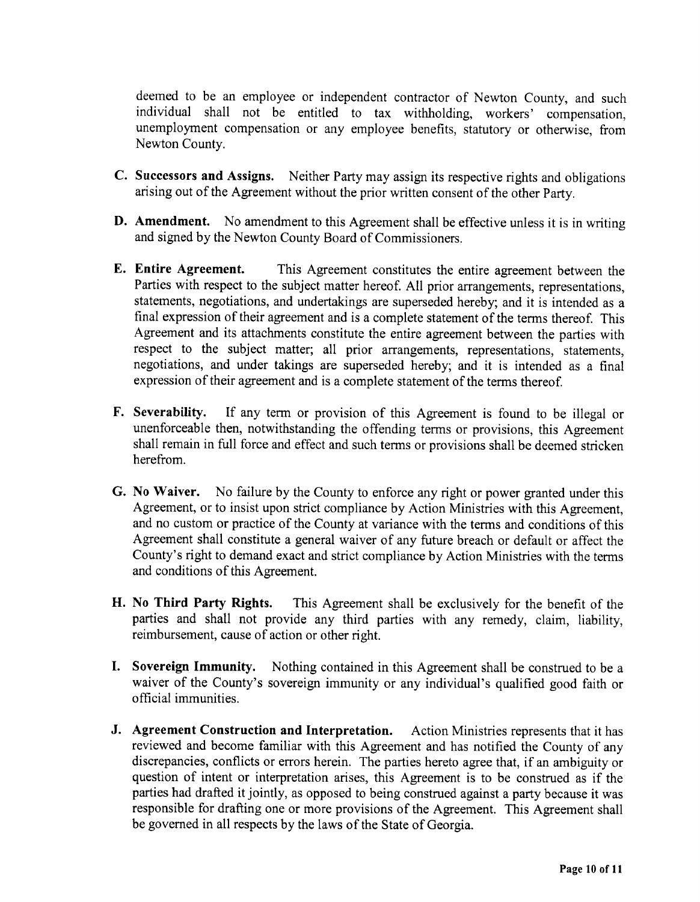deemed to be an employee or independent contractor of Newton County, and such individual shall not be entitled to tax withholding, workers' compensation, unemployment compensation or any employee benefits, statutory or otherwise, from Newton County.

C. **Successors and Assigns.** Neither Party may assign its respective rights and obligations arising out of the Agreement without the prior written consent of the other Party.

D. **Amendment.** No amendment to this Agreement shall be effective unless it is in writing and signed by the Newton County Board of Commissioners.

E. **Entire Agreement.** This Agreement constitutes the entire agreement between the Parties with respect to the subject matter hereof. All prior arrangements, representations, statements, negotiations, and undertakings are superseded hereby; and it is intended as a final expression of their agreement and is a complete statement of the terms thereof. This Agreement and its attachments constitute the entire agreement between the parties with respect to the subject matter; all prior arrangements, representations, statements, negotiations, and under takings are superseded hereby; and it is intended as a final expression of their agreement and is a complete statement of the terms thereof.

F. **Severability.** If any term or provision of this Agreement is found to be illegal or unenforceable then, notwithstanding the offending terms or provisions, this Agreement shall remain in full force and effect and such terms or provisions shall be deemed stricken herefrom.

G. **No Waiver.** No failure by the County to enforce any right or power granted under this Agreement, or to insist upon strict compliance by Action Ministries with this Agreement, and no custom or practice of the County at variance with the terms and conditions of this Agreement shall constitute a general waiver of any future breach or default or affect the County's right to demand exact and strict compliance by Action Ministries with the terms and conditions of this Agreement.

H. **No Third Party Rights.** This Agreement shall be exclusively for the benefit of the parties and shall not provide any third parties with any remedy, claim, liability, reimbursement, cause of action or other right.

I. **Sovereign Immunity.** Nothing contained in this Agreement shall be construed to be a waiver of the County's sovereign immunity or any individual's qualified good faith or official immunities.

J. **Agreement Construction and Interpretation.** Action Ministries represents that it has reviewed and become familiar with this Agreement and has notified the County of any discrepancies, conflicts or errors herein. The parties hereto agree that, if an ambiguity or question of intent or interpretation arises, this Agreement is to be construed as if the parties had drafted it jointly, as opposed to being construed against a party because it was responsible for drafting one or more provisions of the Agreement. This Agreement shall be governed in all respects by the laws of the State of Georgia.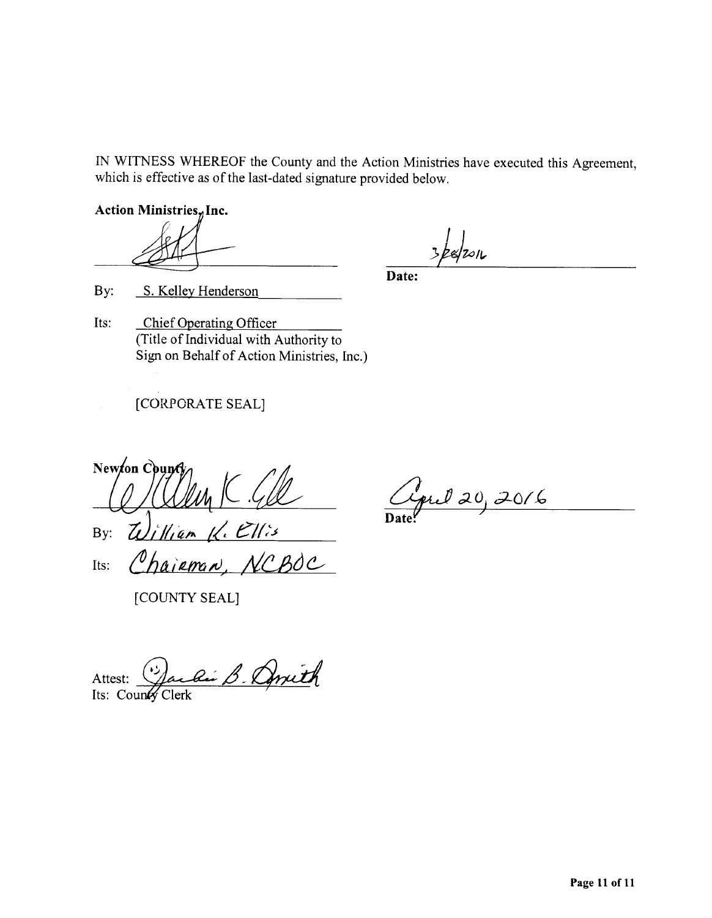IN WITNESS WHEREOF the County and the Action Ministries have executed this Agreement, which is effective as of the last-dated signature provided below.

**Action Ministries, Inc.**

______________________________ 3/28/2016

**Date:**

By: S. Kelley Henderson

Its: Chief Operating Officer
(Title of Individual with Authority to Sign on Behalf of Action Ministries, Inc.)

[CORPORATE SEAL]

**Newton County**

______________________________ April 20, 2016

**Date:**

By: William K. Ellis

Its: Chairman, NCBOC

[COUNTY SEAL]

Attest: Jackie B. Smith
Its: County Clerk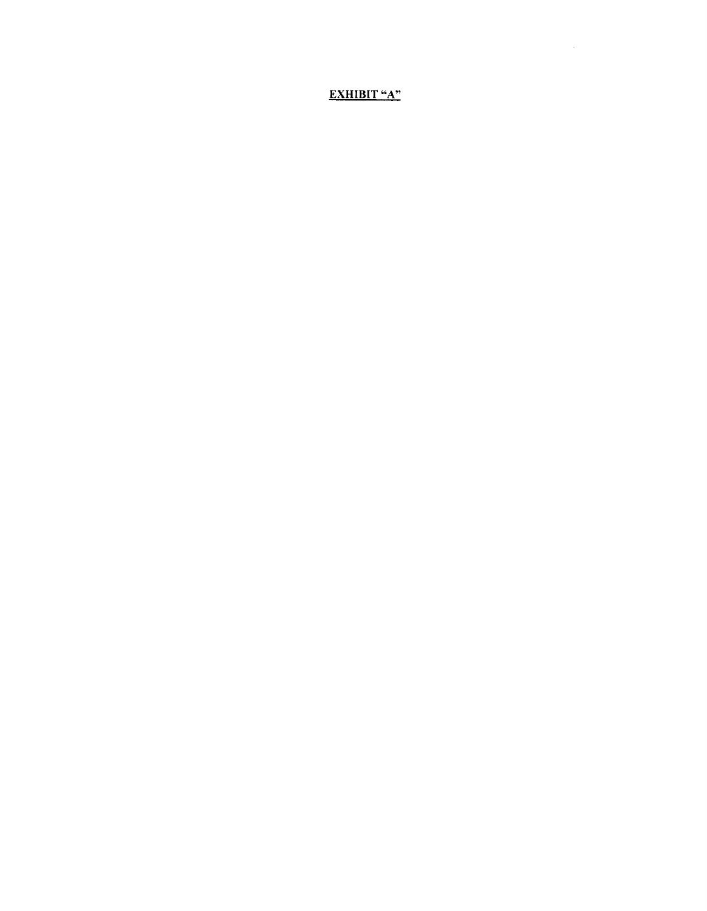**EXHIBIT "A"**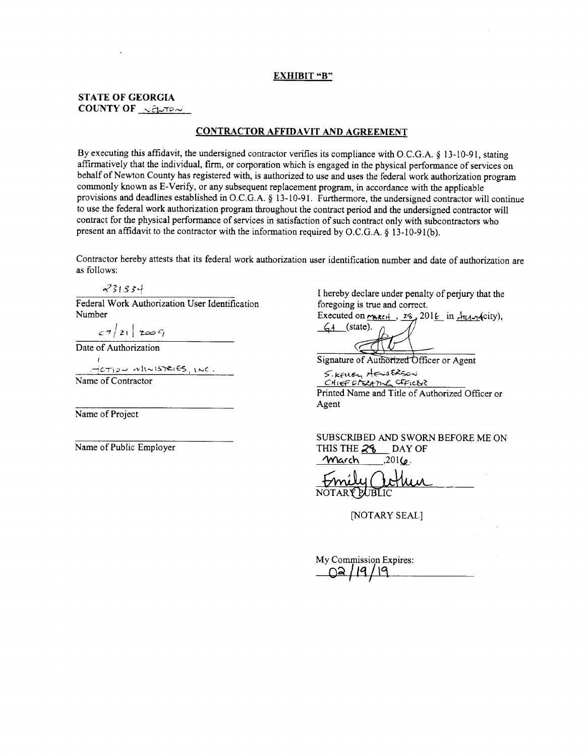**EXHIBIT "B"**

**STATE OF GEORGIA**
**COUNTY OF** Newton

**CONTRACTOR AFFIDAVIT AND AGREEMENT**

By executing this affidavit, the undersigned contractor verifies its compliance with O.C.G.A. § 13-10-91, stating affirmatively that the individual, firm, or corporation which is engaged in the physical performance of services on behalf of Newton County has registered with, is authorized to use and uses the federal work authorization program commonly known as E-Verify, or any subsequent replacement program, in accordance with the applicable provisions and deadlines established in O.C.G.A. § 13-10-91. Furthermore, the undersigned contractor will continue to use the federal work authorization program throughout the contract period and the undersigned contractor will contract for the physical performance of services in satisfaction of such contract only with subcontractors who present an affidavit to the contractor with the information required by O.C.G.A. § 13-10-91(b).

Contractor hereby attests that its federal work authorization user identification number and date of authorization are as follows:

231334
Federal Work Authorization User Identification Number

07/21/2009
Date of Authorization

Action Ministries, Inc.
Name of Contractor

_______________
Name of Project

_______________
Name of Public Employer

I hereby declare under penalty of perjury that the foregoing is true and correct.
Executed on March, 28, 2016 in Atlanta (city), GA (state).

[Signature]
Signature of Authorized Officer or Agent

S. Kelley Henderson
Chief Operating Officer
Printed Name and Title of Authorized Officer or Agent

SUBSCRIBED AND SWORN BEFORE ME ON THIS THE 28 DAY OF March, 2016.

Emily Arthur
NOTARY PUBLIC

[NOTARY SEAL]

My Commission Expires:
02/19/19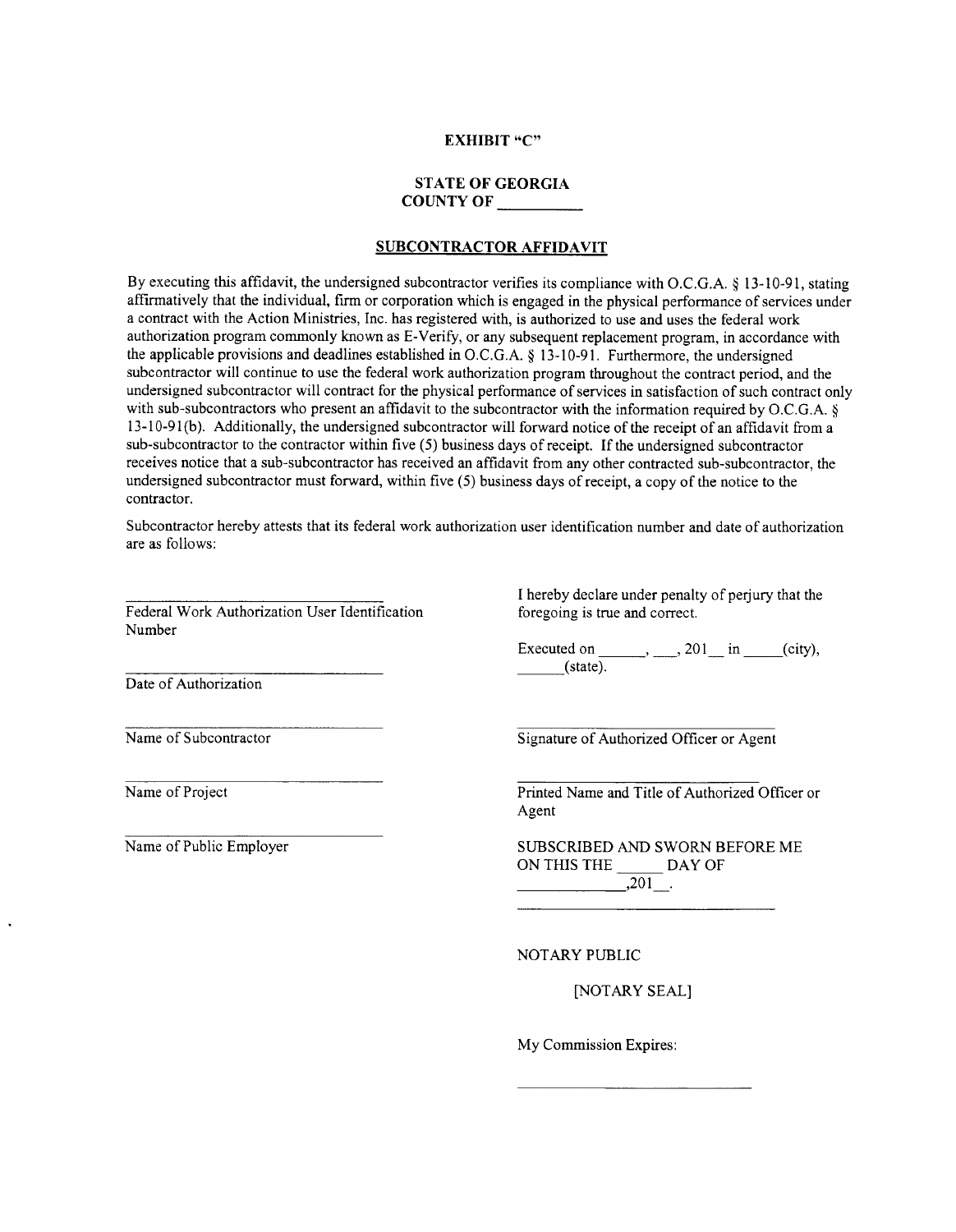**EXHIBIT "C"**

**STATE OF GEORGIA**
**COUNTY OF \_\_\_\_\_\_\_\_\_\_**

**SUBCONTRACTOR AFFIDAVIT**

By executing this affidavit, the undersigned subcontractor verifies its compliance with O.C.G.A. § 13-10-91, stating affirmatively that the individual, firm or corporation which is engaged in the physical performance of services under a contract with the Action Ministries, Inc. has registered with, is authorized to use and uses the federal work authorization program commonly known as E-Verify, or any subsequent replacement program, in accordance with the applicable provisions and deadlines established in O.C.G.A. § 13-10-91. Furthermore, the undersigned subcontractor will continue to use the federal work authorization program throughout the contract period, and the undersigned subcontractor will contract for the physical performance of services in satisfaction of such contract only with sub-subcontractors who present an affidavit to the subcontractor with the information required by O.C.G.A. § 13-10-91(b). Additionally, the undersigned subcontractor will forward notice of the receipt of an affidavit from a sub-subcontractor to the contractor within five (5) business days of receipt. If the undersigned subcontractor receives notice that a sub-subcontractor has received an affidavit from any other contracted sub-subcontractor, the undersigned subcontractor must forward, within five (5) business days of receipt, a copy of the notice to the contractor.

Subcontractor hereby attests that its federal work authorization user identification number and date of authorization are as follows:

\_\_\_\_\_\_\_\_\_\_\_\_\_\_\_\_\_\_\_\_\_\_\_\_\_\_\_\_\_\_
Federal Work Authorization User Identification Number

\_\_\_\_\_\_\_\_\_\_\_\_\_\_\_\_\_\_\_\_\_\_\_\_\_\_\_\_\_\_
Date of Authorization

\_\_\_\_\_\_\_\_\_\_\_\_\_\_\_\_\_\_\_\_\_\_\_\_\_\_\_\_\_\_
Name of Subcontractor

\_\_\_\_\_\_\_\_\_\_\_\_\_\_\_\_\_\_\_\_\_\_\_\_\_\_\_\_\_\_
Name of Project

\_\_\_\_\_\_\_\_\_\_\_\_\_\_\_\_\_\_\_\_\_\_\_\_\_\_\_\_\_\_
Name of Public Employer

I hereby declare under penalty of perjury that the foregoing is true and correct.

Executed on \_\_\_\_\_\_, \_\_\_, 201\_\_ in \_\_\_\_\_(city), \_\_\_\_\_\_(state).

\_\_\_\_\_\_\_\_\_\_\_\_\_\_\_\_\_\_\_\_\_\_\_\_\_\_\_\_\_\_
Signature of Authorized Officer or Agent

\_\_\_\_\_\_\_\_\_\_\_\_\_\_\_\_\_\_\_\_\_\_\_\_\_\_\_\_\_\_
Printed Name and Title of Authorized Officer or Agent

SUBSCRIBED AND SWORN BEFORE ME ON THIS THE \_\_\_\_\_\_ DAY OF \_\_\_\_\_\_\_\_\_\_\_\_\_,201\_\_.

\_\_\_\_\_\_\_\_\_\_\_\_\_\_\_\_\_\_\_\_\_\_\_\_\_\_\_\_\_\_

NOTARY PUBLIC

[NOTARY SEAL]

My Commission Expires:

\_\_\_\_\_\_\_\_\_\_\_\_\_\_\_\_\_\_\_\_\_\_\_\_\_\_\_\_\_\_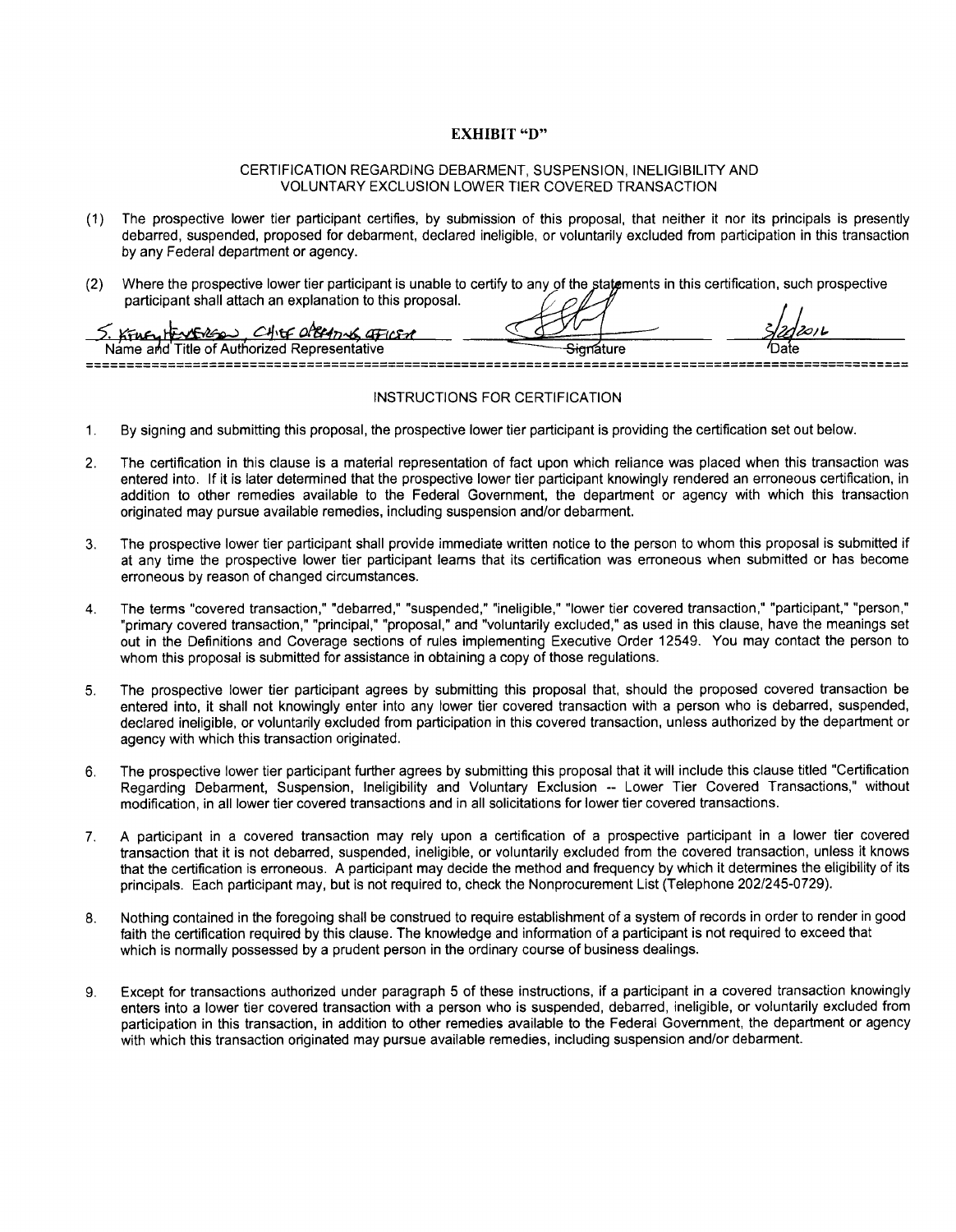## EXHIBIT "D"

### CERTIFICATION REGARDING DEBARMENT, SUSPENSION, INELIGIBILITY AND VOLUNTARY EXCLUSION LOWER TIER COVERED TRANSACTION

(1) The prospective lower tier participant certifies, by submission of this proposal, that neither it nor its principals is presently debarred, suspended, proposed for debarment, declared ineligible, or voluntarily excluded from participation in this transaction by any Federal department or agency.

(2) Where the prospective lower tier participant is unable to certify to any of the statements in this certification, such prospective participant shall attach an explanation to this proposal.

| | | |
|---|---|---|
| S. Kenley Henderson, Chief Operating Officer | [signature] | 3/22/2016 |
| Name and Title of Authorized Representative | Signature | Date |

---

### INSTRUCTIONS FOR CERTIFICATION

1. By signing and submitting this proposal, the prospective lower tier participant is providing the certification set out below.

2. The certification in this clause is a material representation of fact upon which reliance was placed when this transaction was entered into. If it is later determined that the prospective lower tier participant knowingly rendered an erroneous certification, in addition to other remedies available to the Federal Government, the department or agency with which this transaction originated may pursue available remedies, including suspension and/or debarment.

3. The prospective lower tier participant shall provide immediate written notice to the person to whom this proposal is submitted if at any time the prospective lower tier participant learns that its certification was erroneous when submitted or has become erroneous by reason of changed circumstances.

4. The terms "covered transaction," "debarred," "suspended," "ineligible," "lower tier covered transaction," "participant," "person," "primary covered transaction," "principal," "proposal," and "voluntarily excluded," as used in this clause, have the meanings set out in the Definitions and Coverage sections of rules implementing Executive Order 12549. You may contact the person to whom this proposal is submitted for assistance in obtaining a copy of those regulations.

5. The prospective lower tier participant agrees by submitting this proposal that, should the proposed covered transaction be entered into, it shall not knowingly enter into any lower tier covered transaction with a person who is debarred, suspended, declared ineligible, or voluntarily excluded from participation in this covered transaction, unless authorized by the department or agency with which this transaction originated.

6. The prospective lower tier participant further agrees by submitting this proposal that it will include this clause titled "Certification Regarding Debarment, Suspension, Ineligibility and Voluntary Exclusion -- Lower Tier Covered Transactions," without modification, in all lower tier covered transactions and in all solicitations for lower tier covered transactions.

7. A participant in a covered transaction may rely upon a certification of a prospective participant in a lower tier covered transaction that it is not debarred, suspended, ineligible, or voluntarily excluded from the covered transaction, unless it knows that the certification is erroneous. A participant may decide the method and frequency by which it determines the eligibility of its principals. Each participant may, but is not required to, check the Nonprocurement List (Telephone 202/245-0729).

8. Nothing contained in the foregoing shall be construed to require establishment of a system of records in order to render in good faith the certification required by this clause. The knowledge and information of a participant is not required to exceed that which is normally possessed by a prudent person in the ordinary course of business dealings.

9. Except for transactions authorized under paragraph 5 of these instructions, if a participant in a covered transaction knowingly enters into a lower tier covered transaction with a person who is suspended, debarred, ineligible, or voluntarily excluded from participation in this transaction, in addition to other remedies available to the Federal Government, the department or agency with which this transaction originated may pursue available remedies, including suspension and/or debarment.